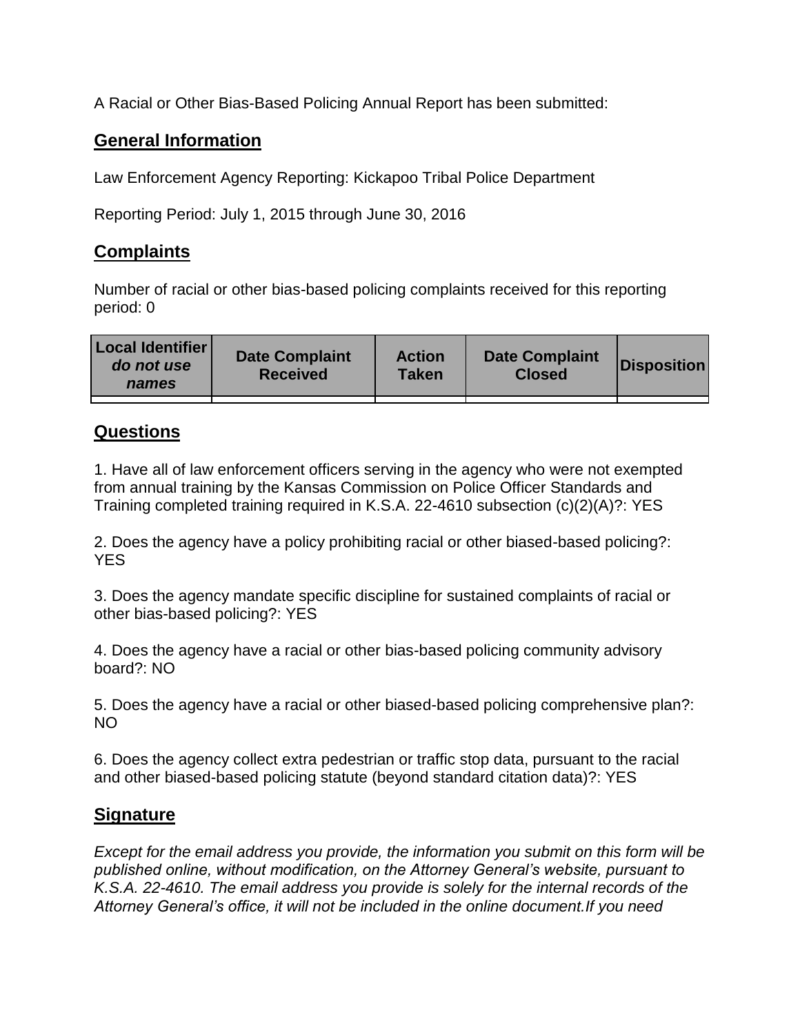A Racial or Other Bias-Based Policing Annual Report has been submitted:

## General Information

Law Enforcement Agency Reporting: Kickapoo Tribal Police Department

Reporting Period: July 1, 2015 through June 30, 2016

## Complaints

Number of racial or other bias-based policing complaints received for this reporting period: 0

| Local Identifier *do not use names* | Date Complaint Received | Action Taken | Date Complaint Closed | Disposition |
|---|---|---|---|---|
| | | | | |

## Questions

1. Have all of law enforcement officers serving in the agency who were not exempted from annual training by the Kansas Commission on Police Officer Standards and Training completed training required in K.S.A. 22-4610 subsection (c)(2)(A)?: YES

2. Does the agency have a policy prohibiting racial or other biased-based policing?: YES

3. Does the agency mandate specific discipline for sustained complaints of racial or other bias-based policing?: YES

4. Does the agency have a racial or other bias-based policing community advisory board?: NO

5. Does the agency have a racial or other biased-based policing comprehensive plan?: NO

6. Does the agency collect extra pedestrian or traffic stop data, pursuant to the racial and other biased-based policing statute (beyond standard citation data)?: YES

## Signature

*Except for the email address you provide, the information you submit on this form will be published online, without modification, on the Attorney General's website, pursuant to K.S.A. 22-4610. The email address you provide is solely for the internal records of the Attorney General's office, it will not be included in the online document.If you need*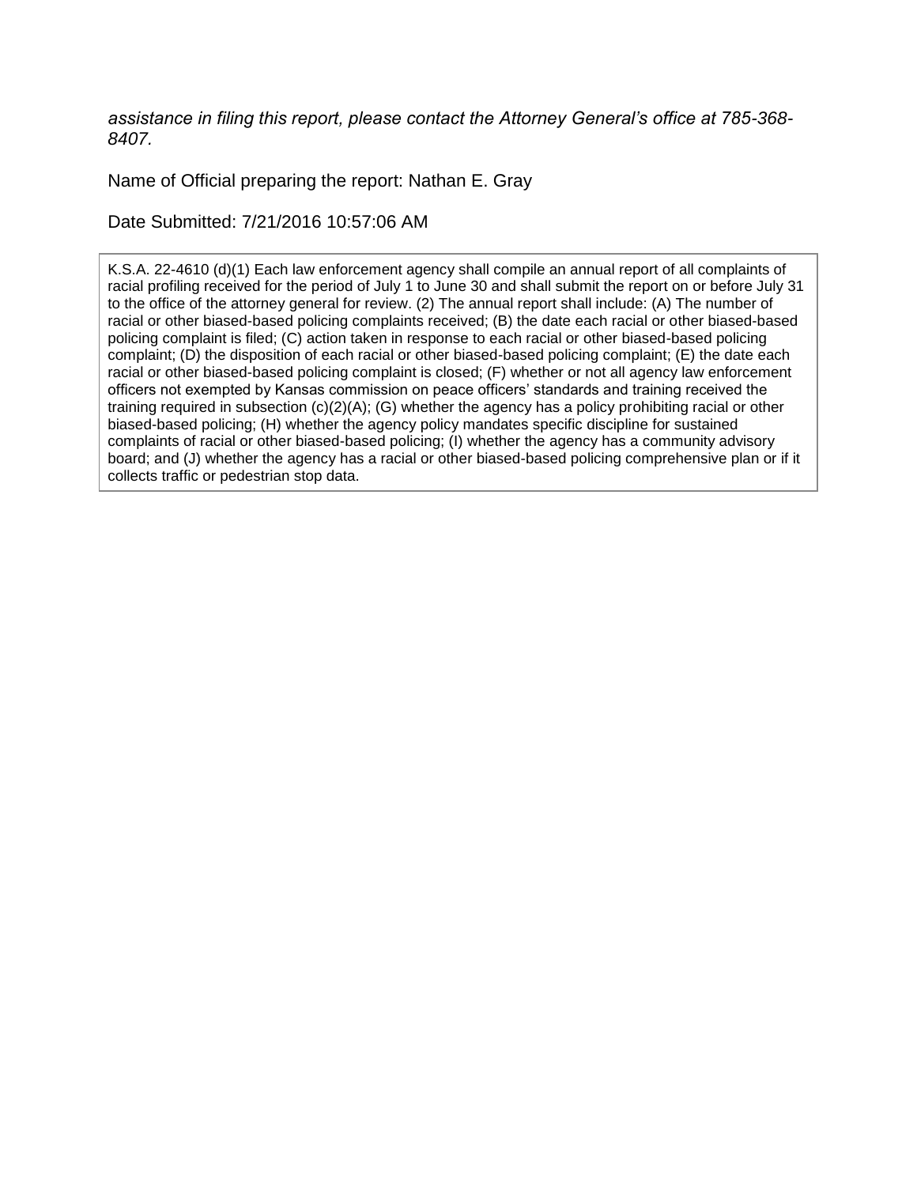*assistance in filing this report, please contact the Attorney General's office at 785-368-8407.*

Name of Official preparing the report: Nathan E. Gray

Date Submitted: 7/21/2016 10:57:06 AM

K.S.A. 22-4610 (d)(1) Each law enforcement agency shall compile an annual report of all complaints of racial profiling received for the period of July 1 to June 30 and shall submit the report on or before July 31 to the office of the attorney general for review. (2) The annual report shall include: (A) The number of racial or other biased-based policing complaints received; (B) the date each racial or other biased-based policing complaint is filed; (C) action taken in response to each racial or other biased-based policing complaint; (D) the disposition of each racial or other biased-based policing complaint; (E) the date each racial or other biased-based policing complaint is closed; (F) whether or not all agency law enforcement officers not exempted by Kansas commission on peace officers' standards and training received the training required in subsection (c)(2)(A); (G) whether the agency has a policy prohibiting racial or other biased-based policing; (H) whether the agency policy mandates specific discipline for sustained complaints of racial or other biased-based policing; (I) whether the agency has a community advisory board; and (J) whether the agency has a racial or other biased-based policing comprehensive plan or if it collects traffic or pedestrian stop data.